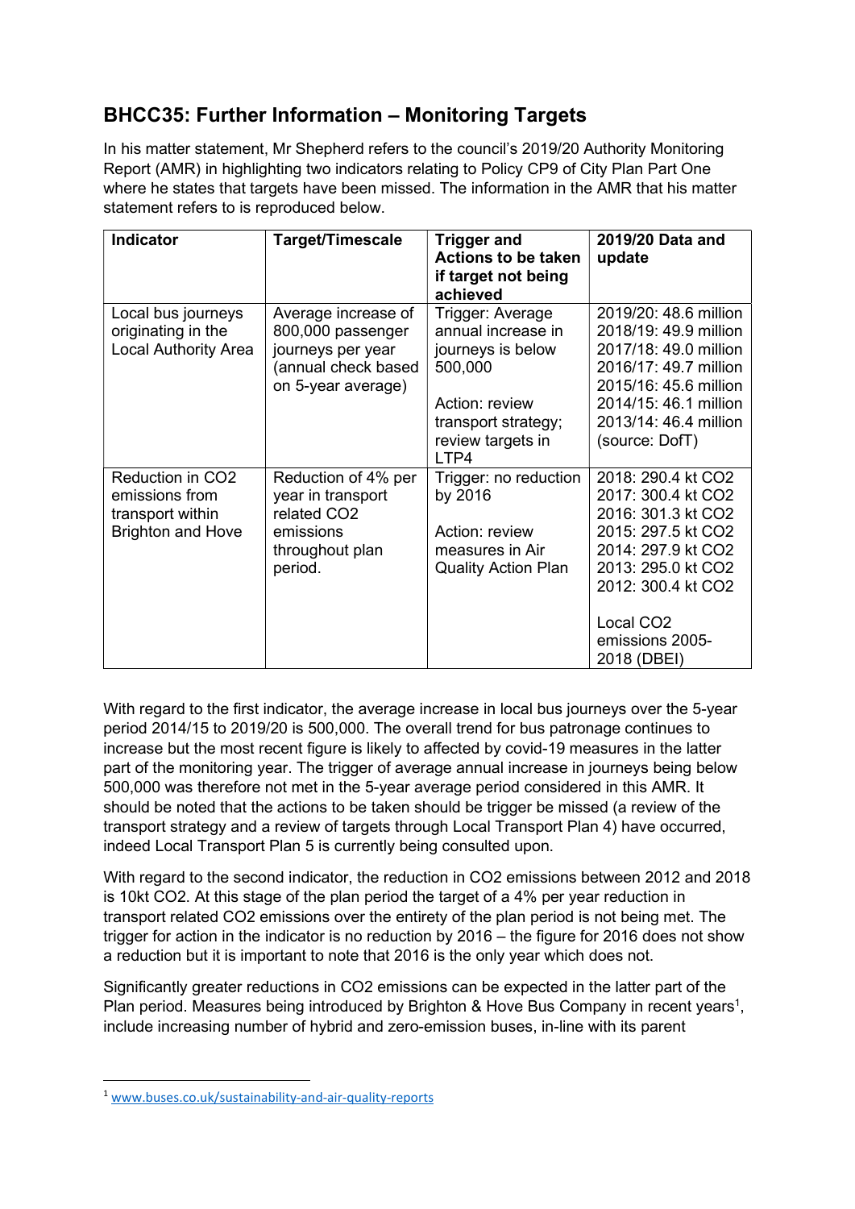## BHCC35: Further Information – Monitoring Targets

In his matter statement, Mr Shepherd refers to the council's 2019/20 Authority Monitoring Report (AMR) in highlighting two indicators relating to Policy CP9 of City Plan Part One where he states that targets have been missed. The information in the AMR that his matter statement refers to is reproduced below.

| Indicator | Target/Timescale | Trigger and Actions to be taken if target not being achieved | 2019/20 Data and update |
|---|---|---|---|
| Local bus journeys originating in the Local Authority Area | Average increase of 800,000 passenger journeys per year (annual check based on 5-year average) | Trigger: Average annual increase in journeys is below 500,000<br><br>Action: review transport strategy; review targets in LTP4 | 2019/20: 48.6 million<br>2018/19: 49.9 million<br>2017/18: 49.0 million<br>2016/17: 49.7 million<br>2015/16: 45.6 million<br>2014/15: 46.1 million<br>2013/14: 46.4 million<br>(source: DofT) |
| Reduction in $CO_2$ emissions from transport within Brighton and Hove | Reduction of 4% per year in transport related $CO_2$ emissions throughout plan period. | Trigger: no reduction by 2016<br><br>Action: review measures in Air Quality Action Plan | 2018: 290.4 kt $CO_2$<br>2017: 300.4 kt $CO_2$<br>2016: 301.3 kt $CO_2$<br>2015: 297.5 kt $CO_2$<br>2014: 297.9 kt $CO_2$<br>2013: 295.0 kt $CO_2$<br>2012: 300.4 kt $CO_2$<br><br>Local $CO_2$ emissions 2005-2018 (DBEI) |

With regard to the first indicator, the average increase in local bus journeys over the 5-year period 2014/15 to 2019/20 is 500,000. The overall trend for bus patronage continues to increase but the most recent figure is likely to affected by covid-19 measures in the latter part of the monitoring year. The trigger of average annual increase in journeys being below 500,000 was therefore not met in the 5-year average period considered in this AMR. It should be noted that the actions to be taken should be trigger be missed (a review of the transport strategy and a review of targets through Local Transport Plan 4) have occurred, indeed Local Transport Plan 5 is currently being consulted upon.

With regard to the second indicator, the reduction in $CO_2$ emissions between 2012 and 2018 is 10kt $CO_2$. At this stage of the plan period the target of a 4% per year reduction in transport related $CO_2$ emissions over the entirety of the plan period is not being met. The trigger for action in the indicator is no reduction by 2016 – the figure for 2016 does not show a reduction but it is important to note that 2016 is the only year which does not.

Significantly greater reductions in $CO_2$ emissions can be expected in the latter part of the Plan period. Measures being introduced by Brighton & Hove Bus Company in recent years[1], include increasing number of hybrid and zero-emission buses, in-line with its parent

[1] www.buses.co.uk/sustainability-and-air-quality-reports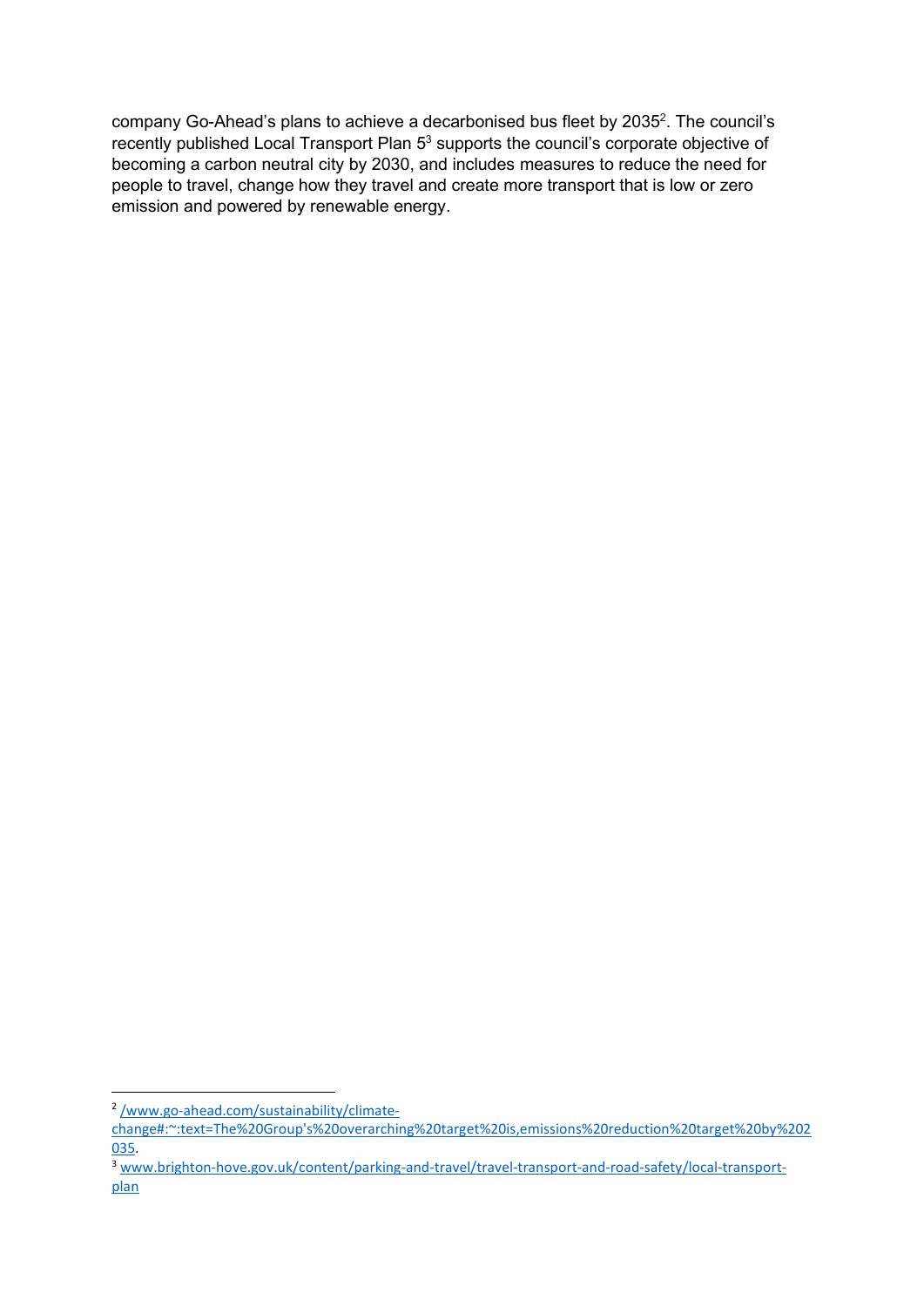company Go-Ahead's plans to achieve a decarbonised bus fleet by 2035[2]. The council's recently published Local Transport Plan 5[3] supports the council's corporate objective of becoming a carbon neutral city by 2030, and includes measures to reduce the need for people to travel, change how they travel and create more transport that is low or zero emission and powered by renewable energy.

---

[2] /www.go-ahead.com/sustainability/climate-change#:~:text=The%20Group's%20overarching%20target%20is,emissions%20reduction%20target%20by%202035.

[3] www.brighton-hove.gov.uk/content/parking-and-travel/travel-transport-and-road-safety/local-transport-plan